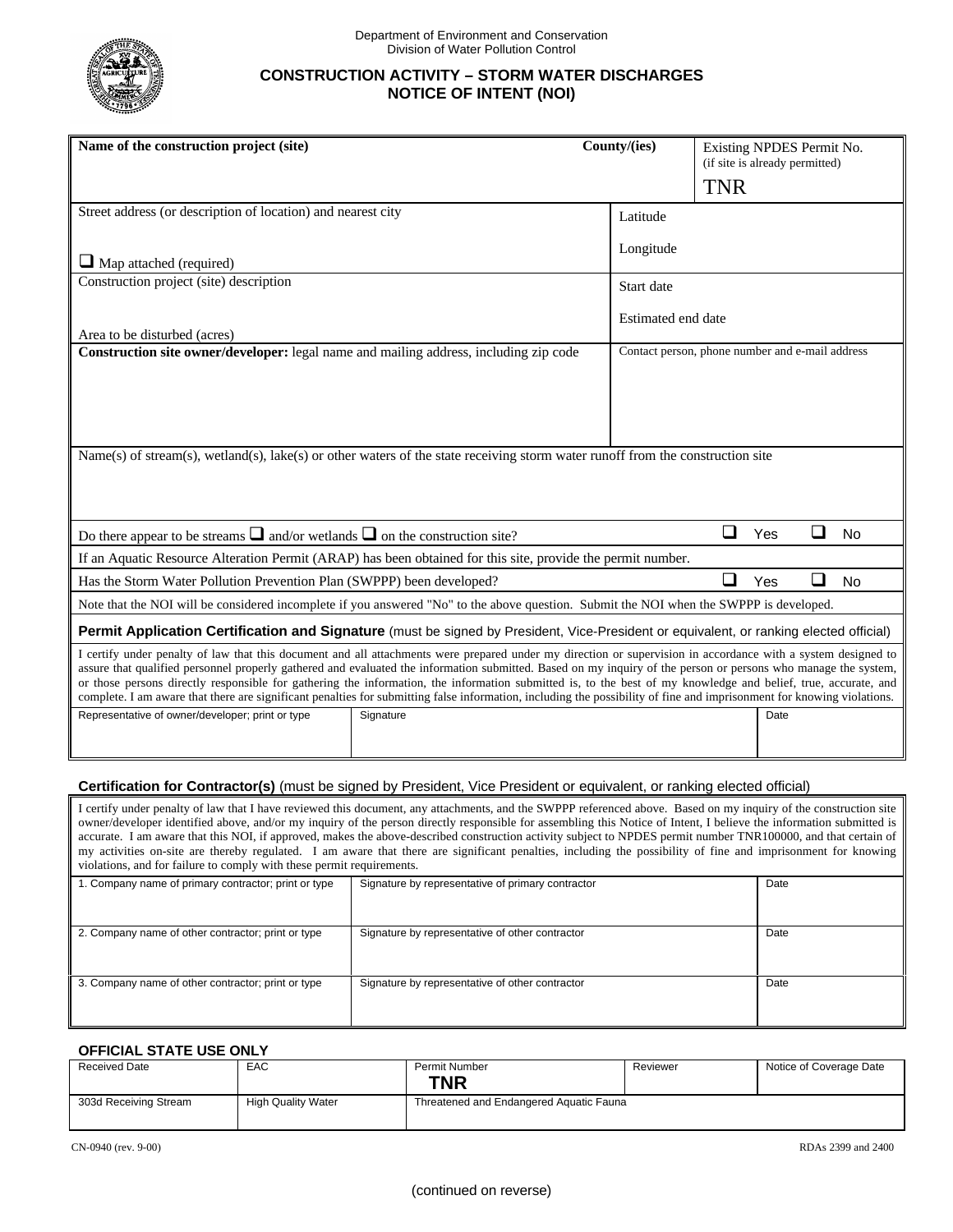Department of Environment and Conservation
Division of Water Pollution Control

# CONSTRUCTION ACTIVITY – STORM WATER DISCHARGES NOTICE OF INTENT (NOI)

| **Name of the construction project (site)** | **County/(ies)** | Existing NPDES Permit No. (if site is already permitted) TNR |
|---|---|---|
| Street address (or description of location) and nearest city ❑ Map attached (required) | Latitude Longitude | |
| Construction project (site) description Area to be disturbed (acres) | Start date Estimated end date | |
| **Construction site owner/developer:** legal name and mailing address, including zip code | Contact person, phone number and e-mail address | |

Name(s) of stream(s), wetland(s), lake(s) or other waters of the state receiving storm water runoff from the construction site

Do there appear to be streams ❑ and/or wetlands ❑ on the construction site? ❑ Yes ❑ No

If an Aquatic Resource Alteration Permit (ARAP) has been obtained for this site, provide the permit number.

Has the Storm Water Pollution Prevention Plan (SWPPP) been developed? ❑ Yes ❑ No

Note that the NOI will be considered incomplete if you answered "No" to the above question. Submit the NOI when the SWPPP is developed.

**Permit Application Certification and Signature** (must be signed by President, Vice-President or equivalent, or ranking elected official)

I certify under penalty of law that this document and all attachments were prepared under my direction or supervision in accordance with a system designed to assure that qualified personnel properly gathered and evaluated the information submitted. Based on my inquiry of the person or persons who manage the system, or those persons directly responsible for gathering the information, the information submitted is, to the best of my knowledge and belief, true, accurate, and complete. I am aware that there are significant penalties for submitting false information, including the possibility of fine and imprisonment for knowing violations.

| Representative of owner/developer; print or type | Signature | Date |
|---|---|---|
| | | |

**Certification for Contractor(s)** (must be signed by President, Vice President or equivalent, or ranking elected official)

I certify under penalty of law that I have reviewed this document, any attachments, and the SWPPP referenced above. Based on my inquiry of the construction site owner/developer identified above, and/or my inquiry of the person directly responsible for assembling this Notice of Intent, I believe the information submitted is accurate. I am aware that this NOI, if approved, makes the above-described construction activity subject to NPDES permit number TNR100000, and that certain of my activities on-site are thereby regulated. I am aware that there are significant penalties, including the possibility of fine and imprisonment for knowing violations, and for failure to comply with these permit requirements.

| 1. Company name of primary contractor; print or type | Signature by representative of primary contractor | Date |
|---|---|---|
| 2. Company name of other contractor; print or type | Signature by representative of other contractor | Date |
| 3. Company name of other contractor; print or type | Signature by representative of other contractor | Date |

**OFFICIAL STATE USE ONLY**

| Received Date | EAC | Permit Number **TNR** | Reviewer | Notice of Coverage Date |
|---|---|---|---|---|
| 303d Receiving Stream | High Quality Water | Threatened and Endangered Aquatic Fauna | | |

CN-0940 (rev. 9-00) RDAs 2399 and 2400

(continued on reverse)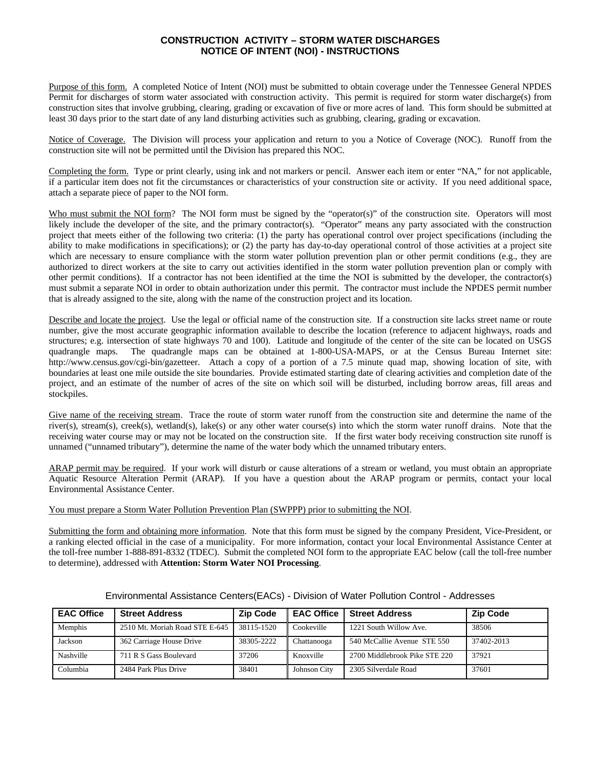# CONSTRUCTION ACTIVITY – STORM WATER DISCHARGES
# NOTICE OF INTENT (NOI) - INSTRUCTIONS

Purpose of this form. A completed Notice of Intent (NOI) must be submitted to obtain coverage under the Tennessee General NPDES Permit for discharges of storm water associated with construction activity. This permit is required for storm water discharge(s) from construction sites that involve grubbing, clearing, grading or excavation of five or more acres of land. This form should be submitted at least 30 days prior to the start date of any land disturbing activities such as grubbing, clearing, grading or excavation.

Notice of Coverage. The Division will process your application and return to you a Notice of Coverage (NOC). Runoff from the construction site will not be permitted until the Division has prepared this NOC.

Completing the form. Type or print clearly, using ink and not markers or pencil. Answer each item or enter "NA," for not applicable, if a particular item does not fit the circumstances or characteristics of your construction site or activity. If you need additional space, attach a separate piece of paper to the NOI form.

Who must submit the NOI form? The NOI form must be signed by the "operator(s)" of the construction site. Operators will most likely include the developer of the site, and the primary contractor(s). "Operator" means any party associated with the construction project that meets either of the following two criteria: (1) the party has operational control over project specifications (including the ability to make modifications in specifications); or (2) the party has day-to-day operational control of those activities at a project site which are necessary to ensure compliance with the storm water pollution prevention plan or other permit conditions (e.g., they are authorized to direct workers at the site to carry out activities identified in the storm water pollution prevention plan or comply with other permit conditions). If a contractor has not been identified at the time the NOI is submitted by the developer, the contractor(s) must submit a separate NOI in order to obtain authorization under this permit. The contractor must include the NPDES permit number that is already assigned to the site, along with the name of the construction project and its location.

Describe and locate the project. Use the legal or official name of the construction site. If a construction site lacks street name or route number, give the most accurate geographic information available to describe the location (reference to adjacent highways, roads and structures; e.g. intersection of state highways 70 and 100). Latitude and longitude of the center of the site can be located on USGS quadrangle maps. The quadrangle maps can be obtained at 1-800-USA-MAPS, or at the Census Bureau Internet site: http://www.census.gov/cgi-bin/gazetteer. Attach a copy of a 7.5 minute quad map, showing location of site, with boundaries at least one mile outside the site boundaries. Provide estimated starting date of clearing activities and completion date of the project, and an estimate of the number of acres of the site on which soil will be disturbed, including borrow areas, fill areas and stockpiles.

Give name of the receiving stream. Trace the route of storm water runoff from the construction site and determine the name of the river(s), stream(s), creek(s), wetland(s), lake(s) or any other water course(s) into which the storm water runoff drains. Note that the receiving water course may or may not be located on the construction site. If the first water body receiving construction site runoff is unnamed ("unnamed tributary"), determine the name of the water body which the unnamed tributary enters.

ARAP permit may be required. If your work will disturb or cause alterations of a stream or wetland, you must obtain an appropriate Aquatic Resource Alteration Permit (ARAP). If you have a question about the ARAP program or permits, contact your local Environmental Assistance Center.

You must prepare a Storm Water Pollution Prevention Plan (SWPPP) prior to submitting the NOI.

Submitting the form and obtaining more information. Note that this form must be signed by the company President, Vice-President, or a ranking elected official in the case of a municipality. For more information, contact your local Environmental Assistance Center at the toll-free number 1-888-891-8332 (TDEC). Submit the completed NOI form to the appropriate EAC below (call the toll-free number to determine), addressed with **Attention: Storm Water NOI Processing**.

Environmental Assistance Centers(EACs) - Division of Water Pollution Control - Addresses

| EAC Office | Street Address | Zip Code | EAC Office | Street Address | Zip Code |
|---|---|---|---|---|---|
| Memphis | 2510 Mt. Moriah Road STE E-645 | 38115-1520 | Cookeville | 1221 South Willow Ave. | 38506 |
| Jackson | 362 Carriage House Drive | 38305-2222 | Chattanooga | 540 McCallie Avenue STE 550 | 37402-2013 |
| Nashville | 711 R S Gass Boulevard | 37206 | Knoxville | 2700 Middlebrook Pike STE 220 | 37921 |
| Columbia | 2484 Park Plus Drive | 38401 | Johnson City | 2305 Silverdale Road | 37601 |